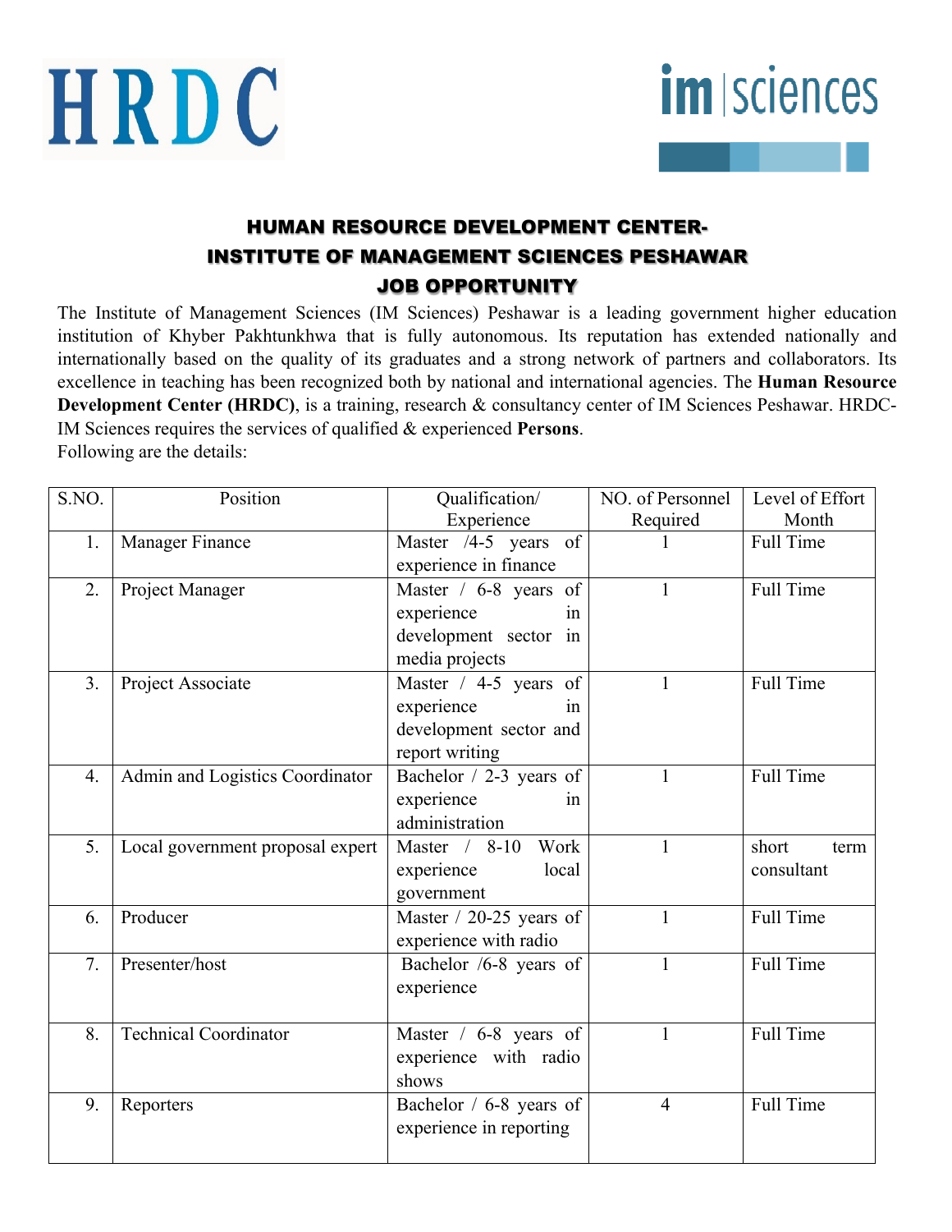HRDC

im | sciences

# HUMAN RESOURCE DEVELOPMENT CENTER-
# INSTITUTE OF MANAGEMENT SCIENCES PESHAWAR
## JOB OPPORTUNITY

The Institute of Management Sciences (IM Sciences) Peshawar is a leading government higher education institution of Khyber Pakhtunkhwa that is fully autonomous. Its reputation has extended nationally and internationally based on the quality of its graduates and a strong network of partners and collaborators. Its excellence in teaching has been recognized both by national and international agencies. The **Human Resource Development Center (HRDC)**, is a training, research & consultancy center of IM Sciences Peshawar. HRDC-IM Sciences requires the services of qualified & experienced **Persons**.
Following are the details:

| S.NO. | Position | Qualification/ Experience | NO. of Personnel Required | Level of Effort Month |
|---|---|---|---|---|
| 1. | Manager Finance | Master /4-5 years of experience in finance | 1 | Full Time |
| 2. | Project Manager | Master / 6-8 years of experience in development sector in media projects | 1 | Full Time |
| 3. | Project Associate | Master / 4-5 years of experience in development sector and report writing | 1 | Full Time |
| 4. | Admin and Logistics Coordinator | Bachelor / 2-3 years of experience in administration | 1 | Full Time |
| 5. | Local government proposal expert | Master / 8-10 Work experience local government | 1 | short term consultant |
| 6. | Producer | Master / 20-25 years of experience with radio | 1 | Full Time |
| 7. | Presenter/host | Bachelor /6-8 years of experience | 1 | Full Time |
| 8. | Technical Coordinator | Master / 6-8 years of experience with radio shows | 1 | Full Time |
| 9. | Reporters | Bachelor / 6-8 years of experience in reporting | 4 | Full Time |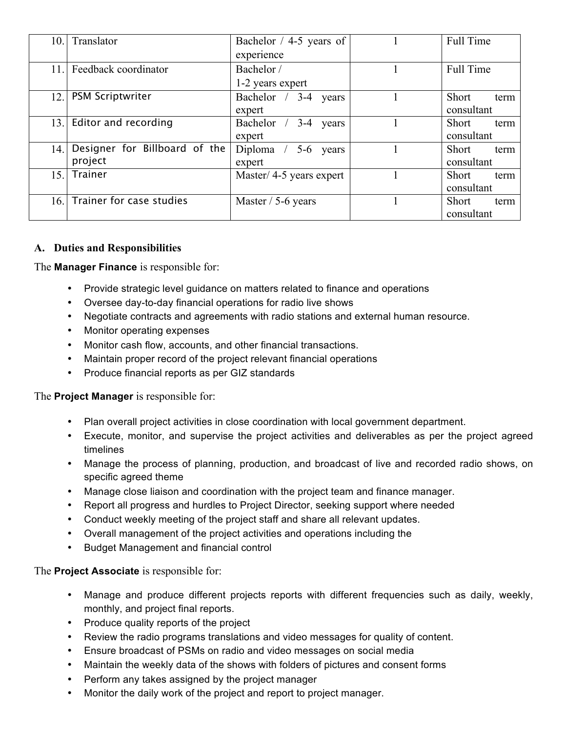| 10. | Translator | Bachelor / 4-5 years of experience | 1 | Full Time |
|---|---|---|---|---|
| 11. | Feedback coordinator | Bachelor / 1-2 years expert | 1 | Full Time |
| 12. | PSM Scriptwriter | Bachelor / 3-4 years expert | 1 | Short term consultant |
| 13. | Editor and recording | Bachelor / 3-4 years expert | 1 | Short term consultant |
| 14. | Designer for Billboard of the project | Diploma / 5-6 years expert | 1 | Short term consultant |
| 15. | Trainer | Master/ 4-5 years expert | 1 | Short term consultant |
| 16. | Trainer for case studies | Master / 5-6 years | 1 | Short term consultant |

## A. Duties and Responsibilities

The **Manager Finance** is responsible for:

- Provide strategic level guidance on matters related to finance and operations
- Oversee day-to-day financial operations for radio live shows
- Negotiate contracts and agreements with radio stations and external human resource.
- Monitor operating expenses
- Monitor cash flow, accounts, and other financial transactions.
- Maintain proper record of the project relevant financial operations
- Produce financial reports as per GIZ standards

The **Project Manager** is responsible for:

- Plan overall project activities in close coordination with local government department.
- Execute, monitor, and supervise the project activities and deliverables as per the project agreed timelines
- Manage the process of planning, production, and broadcast of live and recorded radio shows, on specific agreed theme
- Manage close liaison and coordination with the project team and finance manager.
- Report all progress and hurdles to Project Director, seeking support where needed
- Conduct weekly meeting of the project staff and share all relevant updates.
- Overall management of the project activities and operations including the
- Budget Management and financial control

The **Project Associate** is responsible for:

- Manage and produce different projects reports with different frequencies such as daily, weekly, monthly, and project final reports.
- Produce quality reports of the project
- Review the radio programs translations and video messages for quality of content.
- Ensure broadcast of PSMs on radio and video messages on social media
- Maintain the weekly data of the shows with folders of pictures and consent forms
- Perform any takes assigned by the project manager
- Monitor the daily work of the project and report to project manager.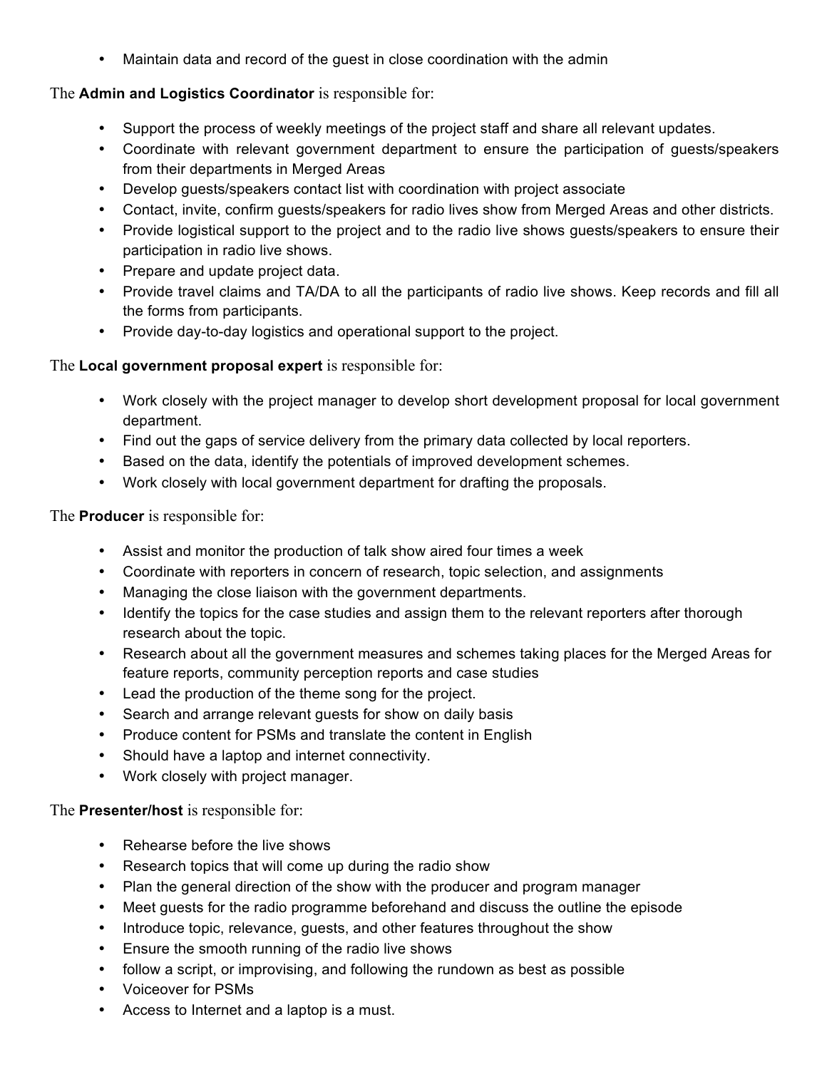- Maintain data and record of the guest in close coordination with the admin

The **Admin and Logistics Coordinator** is responsible for:

- Support the process of weekly meetings of the project staff and share all relevant updates.
- Coordinate with relevant government department to ensure the participation of guests/speakers from their departments in Merged Areas
- Develop guests/speakers contact list with coordination with project associate
- Contact, invite, confirm guests/speakers for radio lives show from Merged Areas and other districts.
- Provide logistical support to the project and to the radio live shows guests/speakers to ensure their participation in radio live shows.
- Prepare and update project data.
- Provide travel claims and TA/DA to all the participants of radio live shows. Keep records and fill all the forms from participants.
- Provide day-to-day logistics and operational support to the project.

The **Local government proposal expert** is responsible for:

- Work closely with the project manager to develop short development proposal for local government department.
- Find out the gaps of service delivery from the primary data collected by local reporters.
- Based on the data, identify the potentials of improved development schemes.
- Work closely with local government department for drafting the proposals.

The **Producer** is responsible for:

- Assist and monitor the production of talk show aired four times a week
- Coordinate with reporters in concern of research, topic selection, and assignments
- Managing the close liaison with the government departments.
- Identify the topics for the case studies and assign them to the relevant reporters after thorough research about the topic.
- Research about all the government measures and schemes taking places for the Merged Areas for feature reports, community perception reports and case studies
- Lead the production of the theme song for the project.
- Search and arrange relevant guests for show on daily basis
- Produce content for PSMs and translate the content in English
- Should have a laptop and internet connectivity.
- Work closely with project manager.

The **Presenter/host** is responsible for:

- Rehearse before the live shows
- Research topics that will come up during the radio show
- Plan the general direction of the show with the producer and program manager
- Meet guests for the radio programme beforehand and discuss the outline the episode
- Introduce topic, relevance, guests, and other features throughout the show
- Ensure the smooth running of the radio live shows
- follow a script, or improvising, and following the rundown as best as possible
- Voiceover for PSMs
- Access to Internet and a laptop is a must.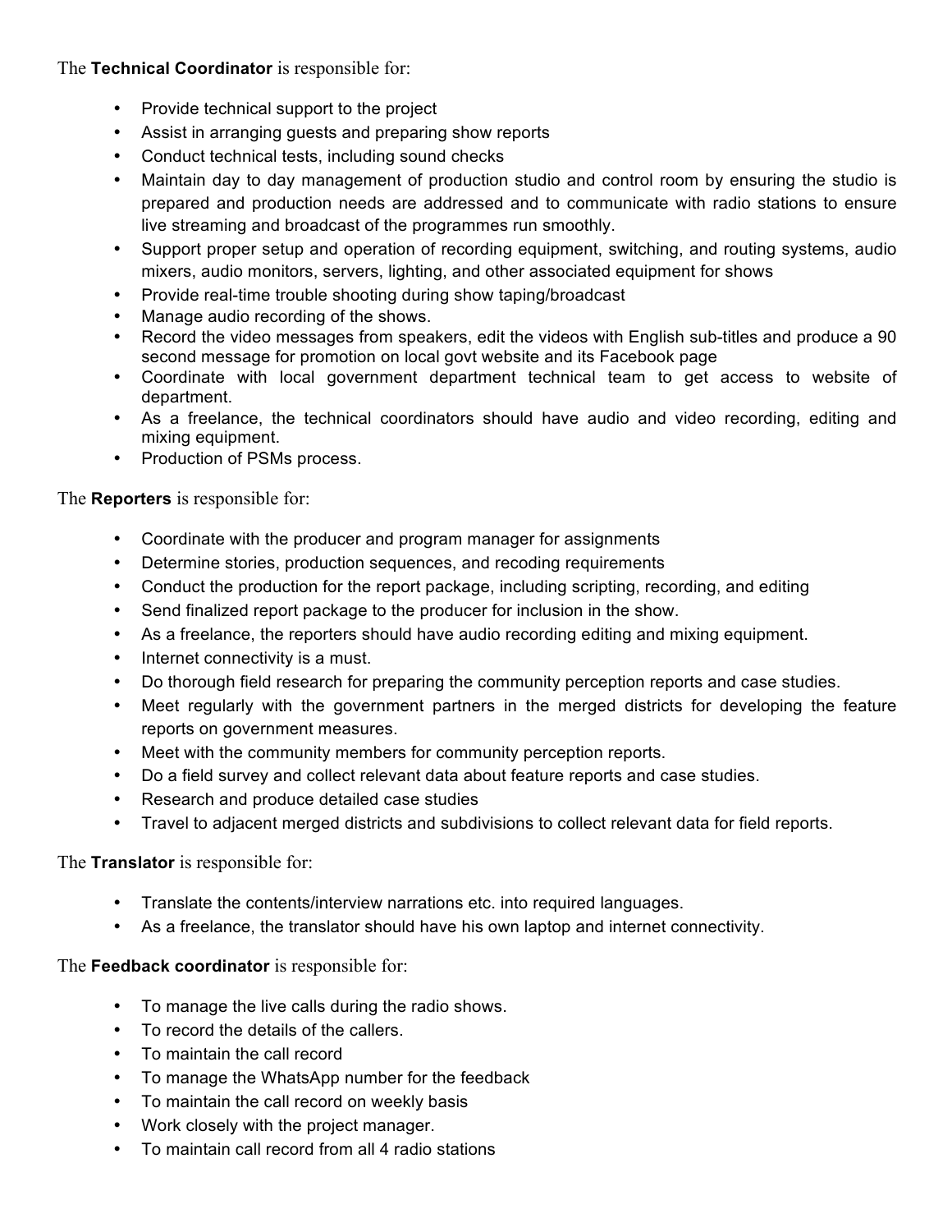The **Technical Coordinator** is responsible for:

- Provide technical support to the project
- Assist in arranging guests and preparing show reports
- Conduct technical tests, including sound checks
- Maintain day to day management of production studio and control room by ensuring the studio is prepared and production needs are addressed and to communicate with radio stations to ensure live streaming and broadcast of the programmes run smoothly.
- Support proper setup and operation of recording equipment, switching, and routing systems, audio mixers, audio monitors, servers, lighting, and other associated equipment for shows
- Provide real-time trouble shooting during show taping/broadcast
- Manage audio recording of the shows.
- Record the video messages from speakers, edit the videos with English sub-titles and produce a 90 second message for promotion on local govt website and its Facebook page
- Coordinate with local government department technical team to get access to website of department.
- As a freelance, the technical coordinators should have audio and video recording, editing and mixing equipment.
- Production of PSMs process.

The **Reporters** is responsible for:

- Coordinate with the producer and program manager for assignments
- Determine stories, production sequences, and recoding requirements
- Conduct the production for the report package, including scripting, recording, and editing
- Send finalized report package to the producer for inclusion in the show.
- As a freelance, the reporters should have audio recording editing and mixing equipment.
- Internet connectivity is a must.
- Do thorough field research for preparing the community perception reports and case studies.
- Meet regularly with the government partners in the merged districts for developing the feature reports on government measures.
- Meet with the community members for community perception reports.
- Do a field survey and collect relevant data about feature reports and case studies.
- Research and produce detailed case studies
- Travel to adjacent merged districts and subdivisions to collect relevant data for field reports.

The **Translator** is responsible for:

- Translate the contents/interview narrations etc. into required languages.
- As a freelance, the translator should have his own laptop and internet connectivity.

The **Feedback coordinator** is responsible for:

- To manage the live calls during the radio shows.
- To record the details of the callers.
- To maintain the call record
- To manage the WhatsApp number for the feedback
- To maintain the call record on weekly basis
- Work closely with the project manager.
- To maintain call record from all 4 radio stations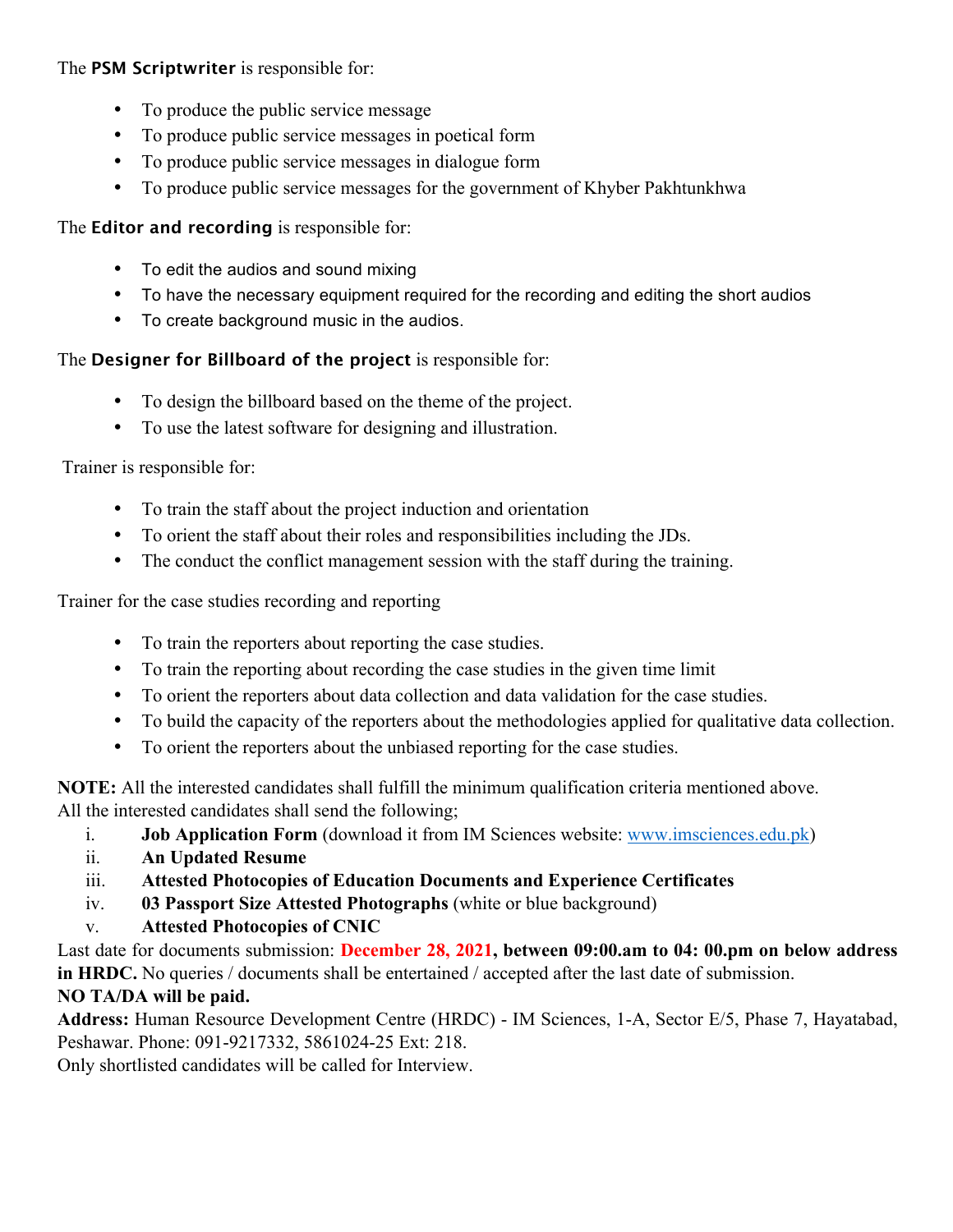The **PSM Scriptwriter** is responsible for:

- To produce the public service message
- To produce public service messages in poetical form
- To produce public service messages in dialogue form
- To produce public service messages for the government of Khyber Pakhtunkhwa

The **Editor and recording** is responsible for:

- To edit the audios and sound mixing
- To have the necessary equipment required for the recording and editing the short audios
- To create background music in the audios.

The **Designer for Billboard of the project** is responsible for:

- To design the billboard based on the theme of the project.
- To use the latest software for designing and illustration.

Trainer is responsible for:

- To train the staff about the project induction and orientation
- To orient the staff about their roles and responsibilities including the JDs.
- The conduct the conflict management session with the staff during the training.

Trainer for the case studies recording and reporting

- To train the reporters about reporting the case studies.
- To train the reporting about recording the case studies in the given time limit
- To orient the reporters about data collection and data validation for the case studies.
- To build the capacity of the reporters about the methodologies applied for qualitative data collection.
- To orient the reporters about the unbiased reporting for the case studies.

**NOTE:** All the interested candidates shall fulfill the minimum qualification criteria mentioned above.
All the interested candidates shall send the following;

i. **Job Application Form** (download it from IM Sciences website: www.imsciences.edu.pk)
ii. **An Updated Resume**
iii. **Attested Photocopies of Education Documents and Experience Certificates**
iv. **03 Passport Size Attested Photographs** (white or blue background)
v. **Attested Photocopies of CNIC**

Last date for documents submission: **December 28, 2021, between 09:00.am to 04: 00.pm on below address in HRDC.** No queries / documents shall be entertained / accepted after the last date of submission.

**NO TA/DA will be paid.**

**Address:** Human Resource Development Centre (HRDC) - IM Sciences, 1-A, Sector E/5, Phase 7, Hayatabad, Peshawar. Phone: 091-9217332, 5861024-25 Ext: 218.

Only shortlisted candidates will be called for Interview.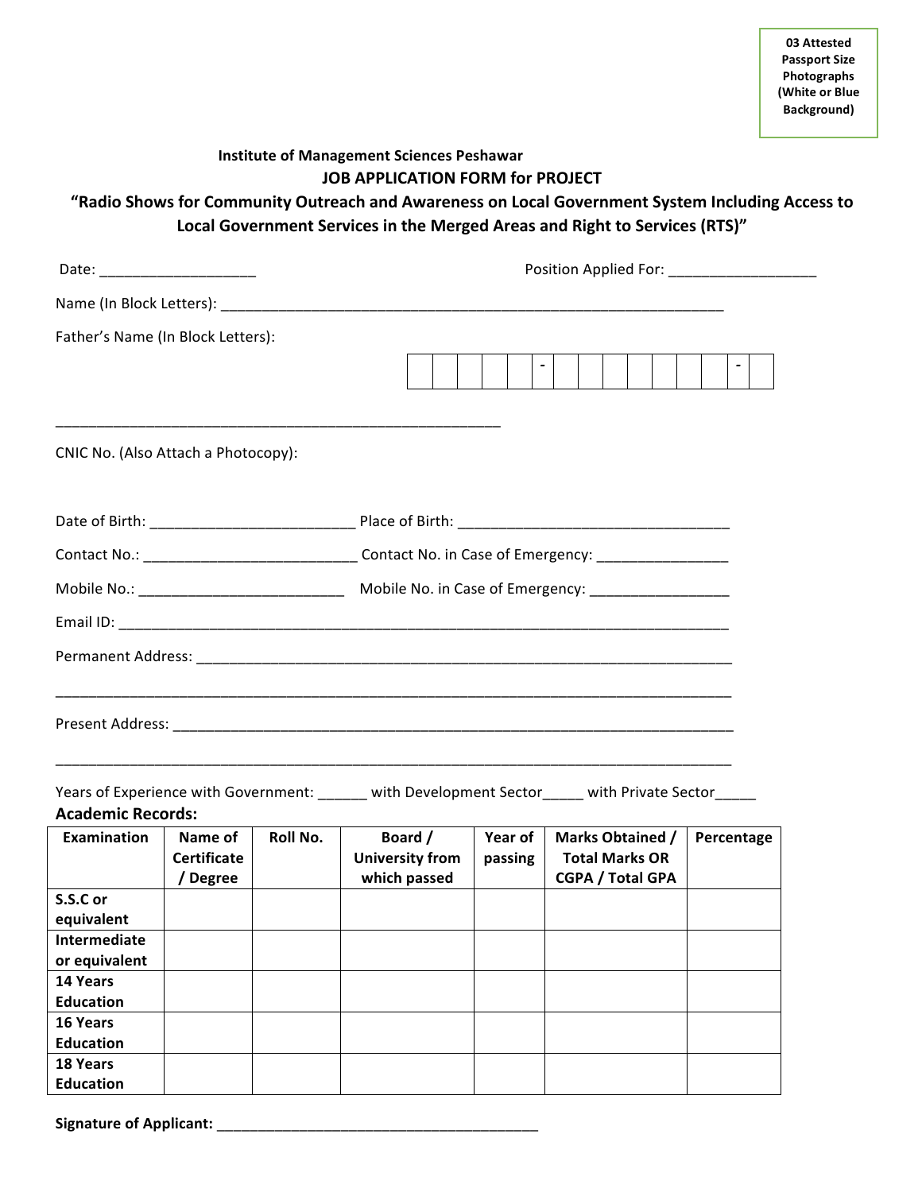**03 Attested Passport Size Photographs (White or Blue Background)**

**Institute of Management Sciences Peshawar**

**JOB APPLICATION FORM for PROJECT**

**"Radio Shows for Community Outreach and Awareness on Local Government System Including Access to Local Government Services in the Merged Areas and Right to Services (RTS)"**

Date: ___________________ Position Applied For: __________________

Name (In Block Letters): _________________________________________________________________

Father's Name (In Block Letters): _______________________________________________________

CNIC No. (Also Attach a Photocopy):

| | | | | | - | | | | | | | | - | |
|---|---|---|---|---|---|---|---|---|---|---|---|---|---|---|

Date of Birth: ________________________ Place of Birth: ________________________________

Contact No.: _________________________ Contact No. in Case of Emergency: ________________

Mobile No.: _________________________ Mobile No. in Case of Emergency: _________________

Email ID: ___________________________________________________________________________

Permanent Address: ___________________________________________________________________

______________________________________________________________________________________

Present Address: _____________________________________________________________________

______________________________________________________________________________________

Years of Experience with Government: ______ with Development Sector_____ with Private Sector_____

**Academic Records:**

| Examination | Name of Certificate / Degree | Roll No. | Board / University from which passed | Year of passing | Marks Obtained / Total Marks OR CGPA / Total GPA | Percentage |
|---|---|---|---|---|---|---|
| **S.S.C or equivalent** | | | | | | |
| **Intermediate or equivalent** | | | | | | |
| **14 Years Education** | | | | | | |
| **16 Years Education** | | | | | | |
| **18 Years Education** | | | | | | |

**Signature of Applicant:** ________________________________________